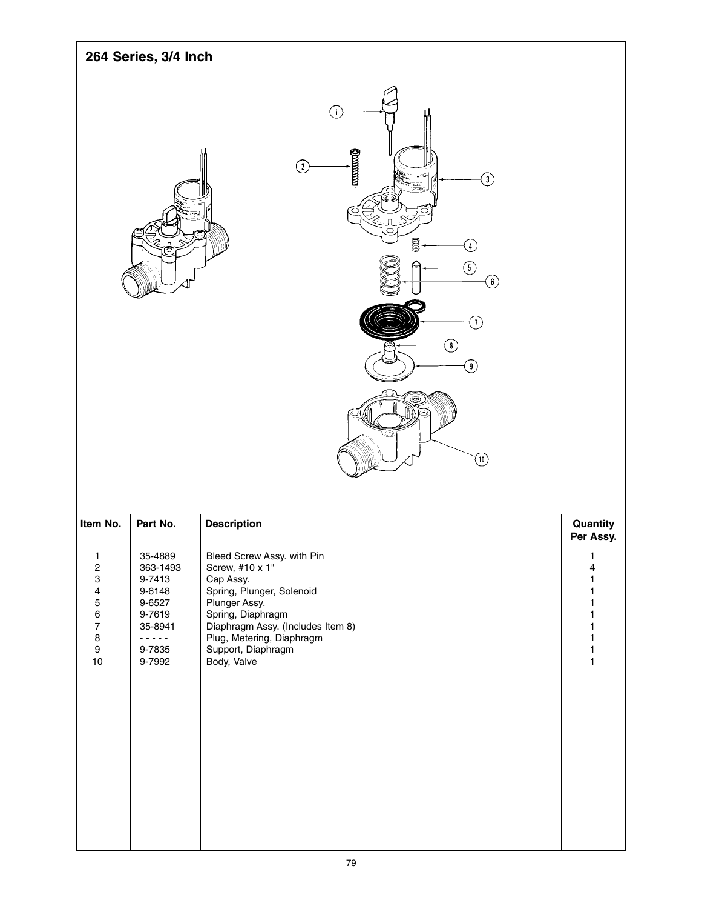# 264 Series, 3/4 Inch

| Item No. | Part No. | Description | Quantity Per Assy. |
|---|---|---|---|
| 1 | 35-4889 | Bleed Screw Assy. with Pin | 1 |
| 2 | 363-1493 | Screw, #10 x 1" | 4 |
| 3 | 9-7413 | Cap Assy. | 1 |
| 4 | 9-6148 | Spring, Plunger, Solenoid | 1 |
| 5 | 9-6527 | Plunger Assy. | 1 |
| 6 | 9-7619 | Spring, Diaphragm | 1 |
| 7 | 35-8941 | Diaphragm Assy. (Includes Item 8) | 1 |
| 8 | - - - - - | Plug, Metering, Diaphragm | 1 |
| 9 | 9-7835 | Support, Diaphragm | 1 |
| 10 | 9-7992 | Body, Valve | 1 |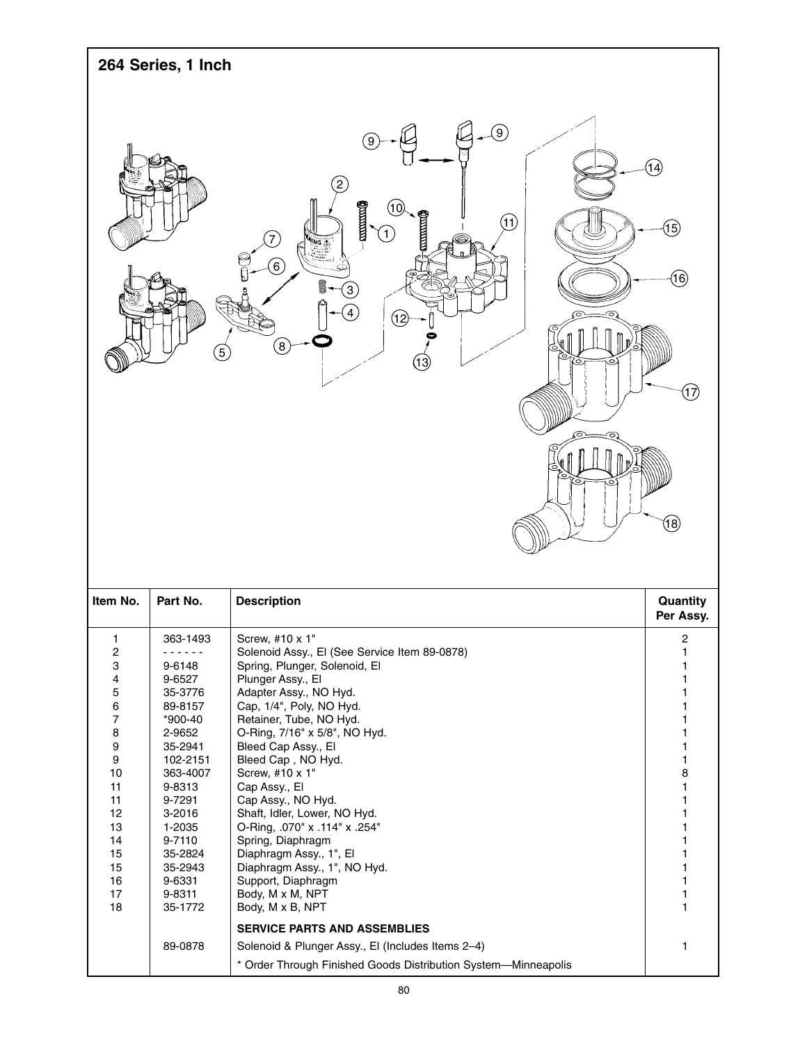## 264 Series, 1 Inch

| Item No. | Part No. | Description | Quantity Per Assy. |
|---|---|---|---|
| 1 | 363-1493 | Screw, #10 x 1" | 2 |
| 2 | - - - - - - | Solenoid Assy., El (See Service Item 89-0878) | 1 |
| 3 | 9-6148 | Spring, Plunger, Solenoid, El | 1 |
| 4 | 9-6527 | Plunger Assy., El | 1 |
| 5 | 35-3776 | Adapter Assy., NO Hyd. | 1 |
| 6 | 89-8157 | Cap, 1/4", Poly, NO Hyd. | 1 |
| 7 | *900-40 | Retainer, Tube, NO Hyd. | 1 |
| 8 | 2-9652 | O-Ring, 7/16" x 5/8", NO Hyd. | 1 |
| 9 | 35-2941 | Bleed Cap Assy., El | 1 |
| 9 | 102-2151 | Bleed Cap , NO Hyd. | 1 |
| 10 | 363-4007 | Screw, #10 x 1" | 8 |
| 11 | 9-8313 | Cap Assy., El | 1 |
| 11 | 9-7291 | Cap Assy., NO Hyd. | 1 |
| 12 | 3-2016 | Shaft, Idler, Lower, NO Hyd. | 1 |
| 13 | 1-2035 | O-Ring, .070" x .114" x .254" | 1 |
| 14 | 9-7110 | Spring, Diaphragm | 1 |
| 15 | 35-2824 | Diaphragm Assy., 1", El | 1 |
| 15 | 35-2943 | Diaphragm Assy., 1", NO Hyd. | 1 |
| 16 | 9-6331 | Support, Diaphragm | 1 |
| 17 | 9-8311 | Body, M x M, NPT | 1 |
| 18 | 35-1772 | Body, M x B, NPT | 1 |
| | | **SERVICE PARTS AND ASSEMBLIES** | |
| | 89-0878 | Solenoid & Plunger Assy., El (Includes Items 2–4) | 1 |
| | | * Order Through Finished Goods Distribution System—Minneapolis | |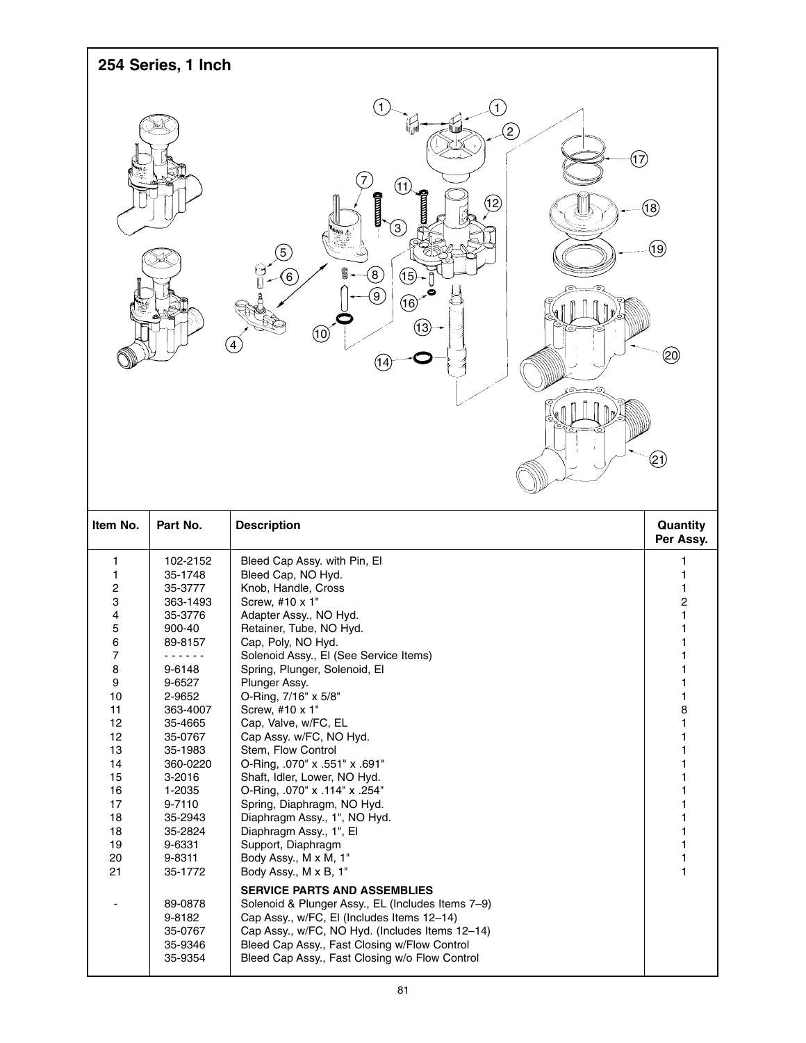## 254 Series, 1 Inch

| Item No. | Part No. | Description | Quantity Per Assy. |
|---|---|---|---|
| 1 | 102-2152 | Bleed Cap Assy. with Pin, El | 1 |
| 1 | 35-1748 | Bleed Cap, NO Hyd. | 1 |
| 2 | 35-3777 | Knob, Handle, Cross | 1 |
| 3 | 363-1493 | Screw, #10 x 1" | 2 |
| 4 | 35-3776 | Adapter Assy., NO Hyd. | 1 |
| 5 | 900-40 | Retainer, Tube, NO Hyd. | 1 |
| 6 | 89-8157 | Cap, Poly, NO Hyd. | 1 |
| 7 | - - - - - - | Solenoid Assy., El (See Service Items) | 1 |
| 8 | 9-6148 | Spring, Plunger, Solenoid, El | 1 |
| 9 | 9-6527 | Plunger Assy. | 1 |
| 10 | 2-9652 | O-Ring, 7/16" x 5/8" | 1 |
| 11 | 363-4007 | Screw, #10 x 1" | 8 |
| 12 | 35-4665 | Cap, Valve, w/FC, EL | 1 |
| 12 | 35-0767 | Cap Assy. w/FC, NO Hyd. | 1 |
| 13 | 35-1983 | Stem, Flow Control | 1 |
| 14 | 360-0220 | O-Ring, .070" x .551" x .691" | 1 |
| 15 | 3-2016 | Shaft, Idler, Lower, NO Hyd. | 1 |
| 16 | 1-2035 | O-Ring, .070" x .114" x .254" | 1 |
| 17 | 9-7110 | Spring, Diaphragm, NO Hyd. | 1 |
| 18 | 35-2943 | Diaphragm Assy., 1", NO Hyd. | 1 |
| 18 | 35-2824 | Diaphragm Assy., 1", El | 1 |
| 19 | 9-6331 | Support, Diaphragm | 1 |
| 20 | 9-8311 | Body Assy., M x M, 1" | 1 |
| 21 | 35-1772 | Body Assy., M x B, 1" | 1 |
| | | **SERVICE PARTS AND ASSEMBLIES** | |
| - | 89-0878 | Solenoid & Plunger Assy., EL (Includes Items 7–9) | |
| | 9-8182 | Cap Assy., w/FC, El (Includes Items 12–14) | |
| | 35-0767 | Cap Assy., w/FC, NO Hyd. (Includes Items 12–14) | |
| | 35-9346 | Bleed Cap Assy., Fast Closing w/Flow Control | |
| | 35-9354 | Bleed Cap Assy., Fast Closing w/o Flow Control | |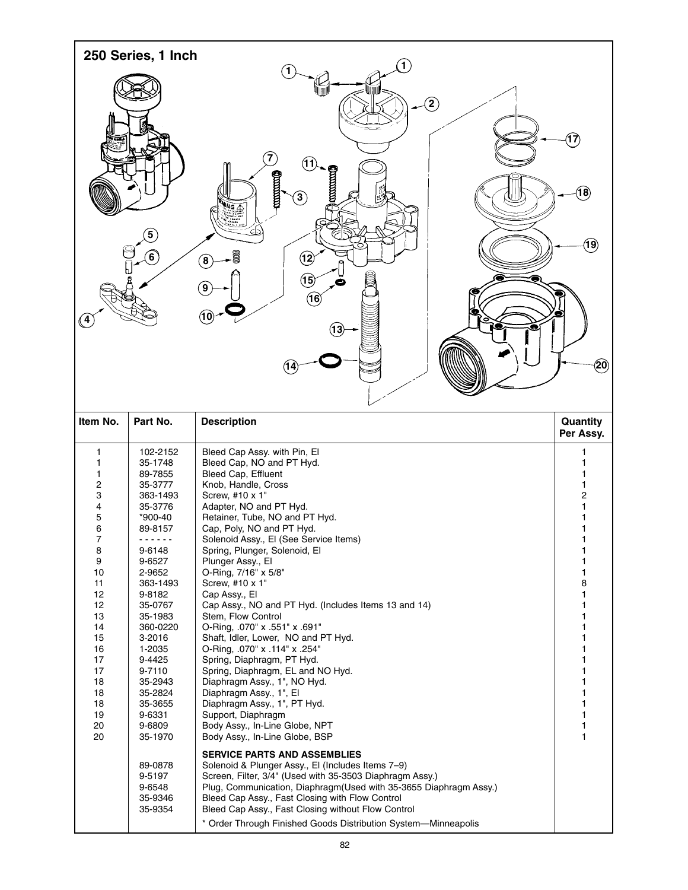## 250 Series, 1 Inch

| Item No. | Part No. | Description | Quantity Per Assy. |
|---|---|---|---|
| 1 | 102-2152 | Bleed Cap Assy. with Pin, El | 1 |
| 1 | 35-1748 | Bleed Cap, NO and PT Hyd. | 1 |
| 1 | 89-7855 | Bleed Cap, Effluent | 1 |
| 2 | 35-3777 | Knob, Handle, Cross | 1 |
| 3 | 363-1493 | Screw, #10 x 1" | 2 |
| 4 | 35-3776 | Adapter, NO and PT Hyd. | 1 |
| 5 | *900-40 | Retainer, Tube, NO and PT Hyd. | 1 |
| 6 | 89-8157 | Cap, Poly, NO and PT Hyd. | 1 |
| 7 | - - - - - - | Solenoid Assy., El (See Service Items) | 1 |
| 8 | 9-6148 | Spring, Plunger, Solenoid, El | 1 |
| 9 | 9-6527 | Plunger Assy., El | 1 |
| 10 | 2-9652 | O-Ring, 7/16" x 5/8" | 1 |
| 11 | 363-1493 | Screw, #10 x 1" | 8 |
| 12 | 9-8182 | Cap Assy., El | 1 |
| 12 | 35-0767 | Cap Assy., NO and PT Hyd. (Includes Items 13 and 14) | 1 |
| 13 | 35-1983 | Stem, Flow Control | 1 |
| 14 | 360-0220 | O-Ring, .070" x .551" x .691" | 1 |
| 15 | 3-2016 | Shaft, Idler, Lower, NO and PT Hyd. | 1 |
| 16 | 1-2035 | O-Ring, .070" x .114" x .254" | 1 |
| 17 | 9-4425 | Spring, Diaphragm, PT Hyd. | 1 |
| 17 | 9-7110 | Spring, Diaphragm, EL and NO Hyd. | 1 |
| 18 | 35-2943 | Diaphragm Assy., 1", NO Hyd. | 1 |
| 18 | 35-2824 | Diaphragm Assy., 1", El | 1 |
| 18 | 35-3655 | Diaphragm Assy., 1", PT Hyd. | 1 |
| 19 | 9-6331 | Support, Diaphragm | 1 |
| 20 | 9-6809 | Body Assy., In-Line Globe, NPT | 1 |
| 20 | 35-1970 | Body Assy., In-Line Globe, BSP | 1 |
| | | **SERVICE PARTS AND ASSEMBLIES** | |
| | 89-0878 | Solenoid & Plunger Assy., El (Includes Items 7–9) | |
| | 9-5197 | Screen, Filter, 3/4" (Used with 35-3503 Diaphragm Assy.) | |
| | 9-6548 | Plug, Communication, Diaphragm(Used with 35-3655 Diaphragm Assy.) | |
| | 35-9346 | Bleed Cap Assy., Fast Closing with Flow Control | |
| | 35-9354 | Bleed Cap Assy., Fast Closing without Flow Control | |
| | | * Order Through Finished Goods Distribution System—Minneapolis | |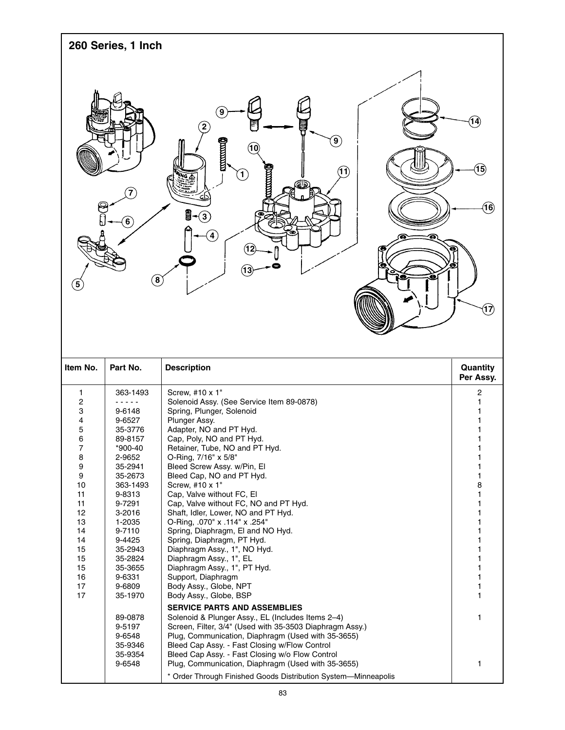## 260 Series, 1 Inch

| Item No. | Part No. | Description | Quantity Per Assy. |
|---|---|---|---|
| 1 | 363-1493 | Screw, #10 x 1" | 2 |
| 2 | - - - - - | Solenoid Assy. (See Service Item 89-0878) | 1 |
| 3 | 9-6148 | Spring, Plunger, Solenoid | 1 |
| 4 | 9-6527 | Plunger Assy. | 1 |
| 5 | 35-3776 | Adapter, NO and PT Hyd. | 1 |
| 6 | 89-8157 | Cap, Poly, NO and PT Hyd. | 1 |
| 7 | *900-40 | Retainer, Tube, NO and PT Hyd. | 1 |
| 8 | 2-9652 | O-Ring, 7/16" x 5/8" | 1 |
| 9 | 35-2941 | Bleed Screw Assy. w/Pin, El | 1 |
| 9 | 35-2673 | Bleed Cap, NO and PT Hyd. | 1 |
| 10 | 363-1493 | Screw, #10 x 1" | 8 |
| 11 | 9-8313 | Cap, Valve without FC, El | 1 |
| 11 | 9-7291 | Cap, Valve without FC, NO and PT Hyd. | 1 |
| 12 | 3-2016 | Shaft, Idler, Lower, NO and PT Hyd. | 1 |
| 13 | 1-2035 | O-Ring, .070" x .114" x .254" | 1 |
| 14 | 9-7110 | Spring, Diaphragm, El and NO Hyd. | 1 |
| 14 | 9-4425 | Spring, Diaphragm, PT Hyd. | 1 |
| 15 | 35-2943 | Diaphragm Assy., 1", NO Hyd. | 1 |
| 15 | 35-2824 | Diaphragm Assy., 1", EL | 1 |
| 15 | 35-3655 | Diaphragm Assy., 1", PT Hyd. | 1 |
| 16 | 9-6331 | Support, Diaphragm | 1 |
| 17 | 9-6809 | Body Assy., Globe, NPT | 1 |
| 17 | 35-1970 | Body Assy., Globe, BSP | 1 |
| | | **SERVICE PARTS AND ASSEMBLIES** | |
| | 89-0878 | Solenoid & Plunger Assy., EL (Includes Items 2–4) | 1 |
| | 9-5197 | Screen, Filter, 3/4" (Used with 35-3503 Diaphragm Assy.) | |
| | 9-6548 | Plug, Communication, Diaphragm (Used with 35-3655) | |
| | 35-9346 | Bleed Cap Assy. - Fast Closing w/Flow Control | |
| | 35-9354 | Bleed Cap Assy. - Fast Closing w/o Flow Control | |
| | 9-6548 | Plug, Communication, Diaphragm (Used with 35-3655) | 1 |
| | | * Order Through Finished Goods Distribution System—Minneapolis | |